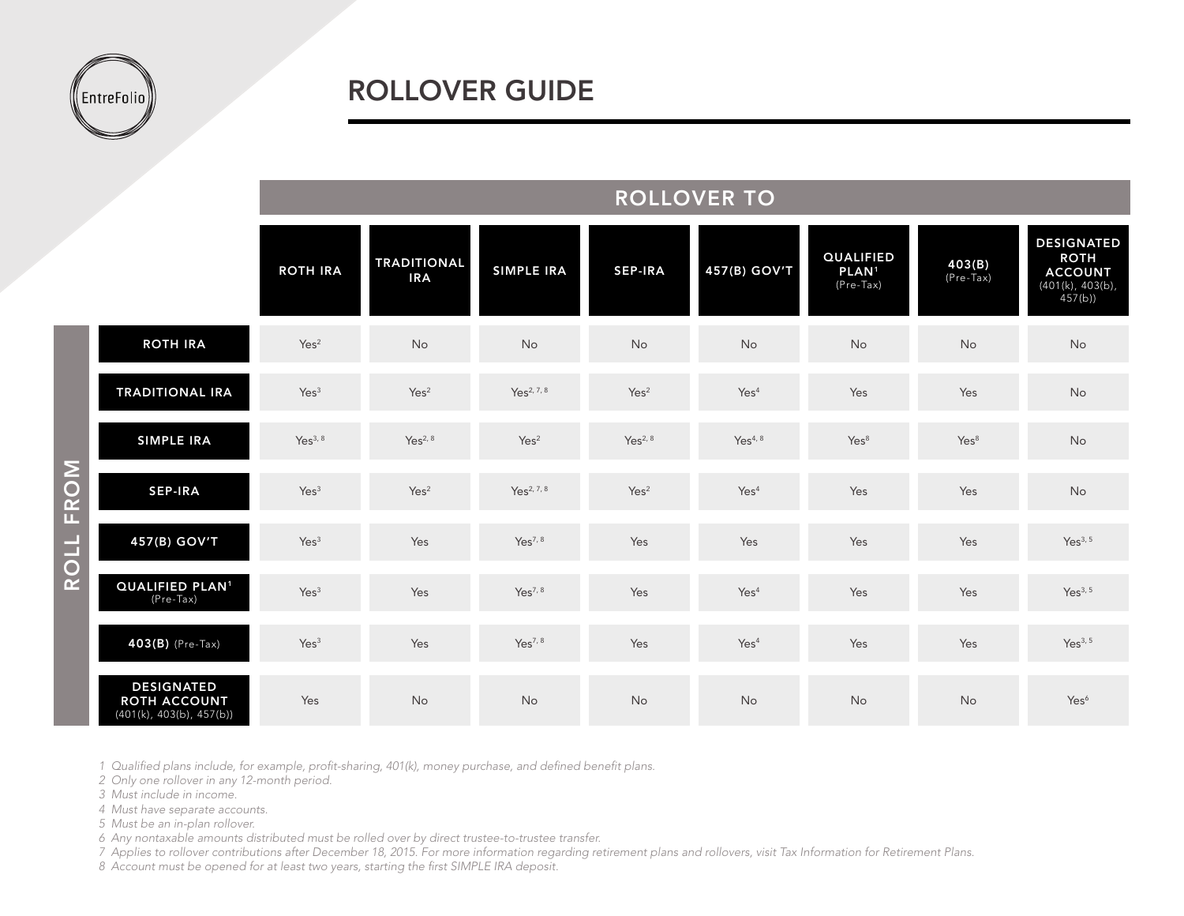# ROLLOVER GUIDE

| ROLL FROM | ROLLOVER TO | | | | | | | |
|---|---|---|---|---|---|---|---|---|
| | ROTH IRA | TRADITIONAL IRA | SIMPLE IRA | SEP-IRA | 457(B) GOV'T | QUALIFIED PLAN[1] (Pre-Tax) | 403(B) (Pre-Tax) | DESIGNATED ROTH ACCOUNT (401(k), 403(b), 457(b)) |
| ROTH IRA | Yes[2] | No | No | No | No | No | No | No |
| TRADITIONAL IRA | Yes[3] | Yes[2] | Yes[2, 7, 8] | Yes[2] | Yes[4] | Yes | Yes | No |
| SIMPLE IRA | Yes[3, 8] | Yes[2, 8] | Yes[2] | Yes[2, 8] | Yes[4, 8] | Yes[8] | Yes[8] | No |
| SEP-IRA | Yes[3] | Yes[2] | Yes[2, 7, 8] | Yes[2] | Yes[4] | Yes | Yes | No |
| 457(B) GOV'T | Yes[3] | Yes | Yes[7, 8] | Yes | Yes | Yes | Yes | Yes[3, 5] |
| QUALIFIED PLAN[1] (Pre-Tax) | Yes[3] | Yes | Yes[7, 8] | Yes | Yes[4] | Yes | Yes | Yes[3, 5] |
| 403(B) (Pre-Tax) | Yes[3] | Yes | Yes[7, 8] | Yes | Yes[4] | Yes | Yes | Yes[3, 5] |
| DESIGNATED ROTH ACCOUNT (401(k), 403(b), 457(b)) | Yes | No | No | No | No | No | No | Yes[6] |

*1 Qualified plans include, for example, profit-sharing, 401(k), money purchase, and defined benefit plans.*
*2 Only one rollover in any 12-month period.*
*3 Must include in income.*
*4 Must have separate accounts.*
*5 Must be an in-plan rollover.*
*6 Any nontaxable amounts distributed must be rolled over by direct trustee-to-trustee transfer.*
*7 Applies to rollover contributions after December 18, 2015. For more information regarding retirement plans and rollovers, visit Tax Information for Retirement Plans.*
*8 Account must be opened for at least two years, starting the first SIMPLE IRA deposit.*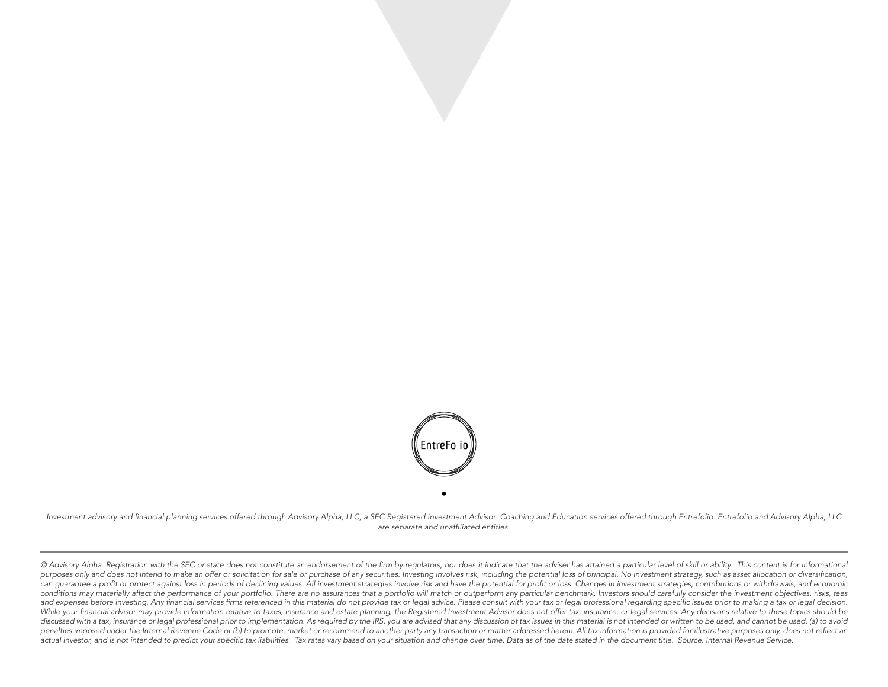EntreFolio

*Investment advisory and financial planning services offered through Advisory Alpha, LLC, a SEC Registered Investment Advisor. Coaching and Education services offered through Entrefolio. Entrefolio and Advisory Alpha, LLC are separate and unaffiliated entities.*

---

*© Advisory Alpha. Registration with the SEC or state does not constitute an endorsement of the firm by regulators, nor does it indicate that the adviser has attained a particular level of skill or ability. This content is for informational purposes only and does not intend to make an offer or solicitation for sale or purchase of any securities. Investing involves risk, including the potential loss of principal. No investment strategy, such as asset allocation or diversification, can guarantee a profit or protect against loss in periods of declining values. All investment strategies involve risk and have the potential for profit or loss. Changes in investment strategies, contributions or withdrawals, and economic conditions may materially affect the performance of your portfolio. There are no assurances that a portfolio will match or outperform any particular benchmark. Investors should carefully consider the investment objectives, risks, fees and expenses before investing. Any financial services firms referenced in this material do not provide tax or legal advice. Please consult with your tax or legal professional regarding specific issues prior to making a tax or legal decision. While your financial advisor may provide information relative to taxes, insurance and estate planning, the Registered Investment Advisor does not offer tax, insurance, or legal services. Any decisions relative to these topics should be discussed with a tax, insurance or legal professional prior to implementation. As required by the IRS, you are advised that any discussion of tax issues in this material is not intended or written to be used, and cannot be used, (a) to avoid penalties imposed under the Internal Revenue Code or (b) to promote, market or recommend to another party any transaction or matter addressed herein. All tax information is provided for illustrative purposes only, does not reflect an actual investor, and is not intended to predict your specific tax liabilities. Tax rates vary based on your situation and change over time. Data as of the date stated in the document title. Source: Internal Revenue Service.*